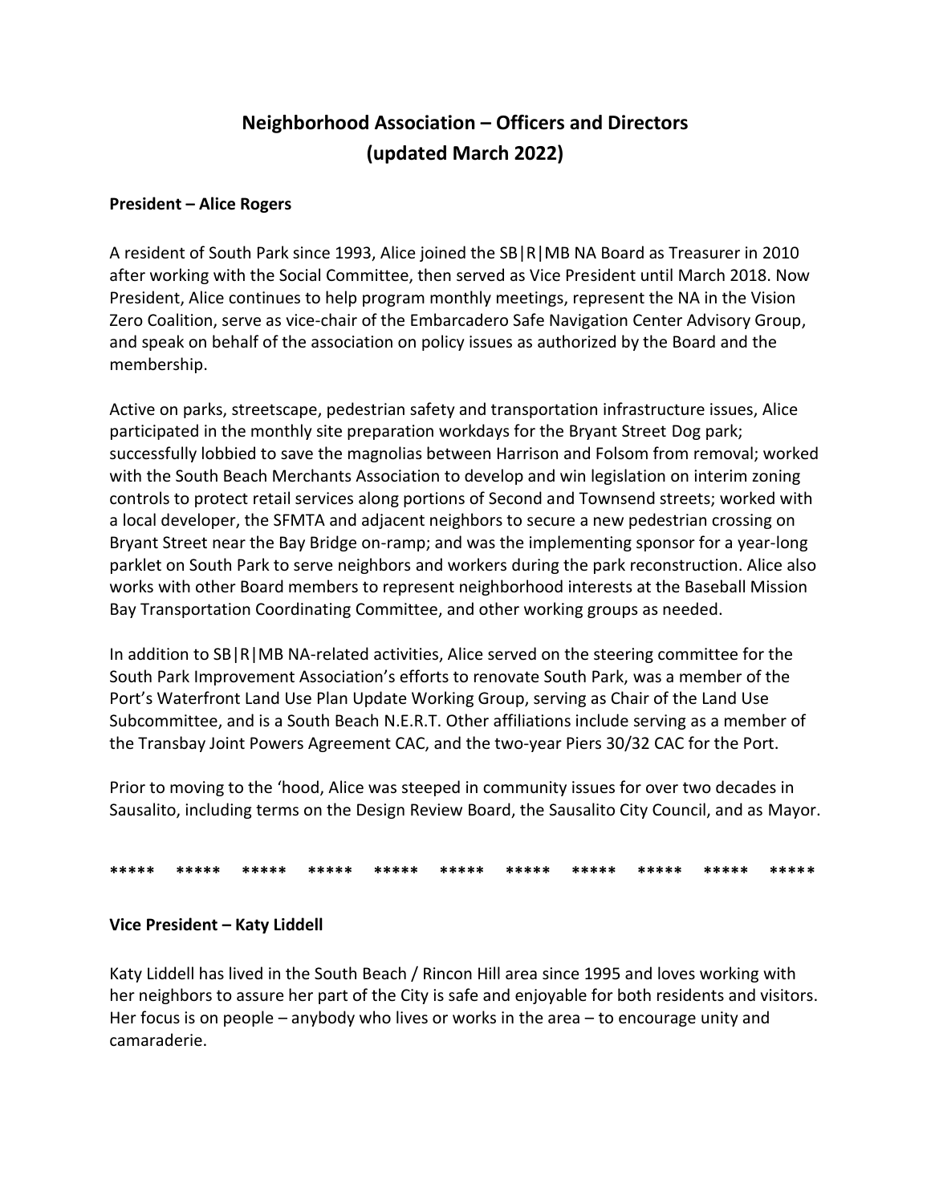# Neighborhood Association – Officers and Directors
# (updated March 2022)

**President – Alice Rogers**

A resident of South Park since 1993, Alice joined the SB|R|MB NA Board as Treasurer in 2010 after working with the Social Committee, then served as Vice President until March 2018. Now President, Alice continues to help program monthly meetings, represent the NA in the Vision Zero Coalition, serve as vice-chair of the Embarcadero Safe Navigation Center Advisory Group, and speak on behalf of the association on policy issues as authorized by the Board and the membership.

Active on parks, streetscape, pedestrian safety and transportation infrastructure issues, Alice participated in the monthly site preparation workdays for the Bryant Street Dog park; successfully lobbied to save the magnolias between Harrison and Folsom from removal; worked with the South Beach Merchants Association to develop and win legislation on interim zoning controls to protect retail services along portions of Second and Townsend streets; worked with a local developer, the SFMTA and adjacent neighbors to secure a new pedestrian crossing on Bryant Street near the Bay Bridge on-ramp; and was the implementing sponsor for a year-long parklet on South Park to serve neighbors and workers during the park reconstruction. Alice also works with other Board members to represent neighborhood interests at the Baseball Mission Bay Transportation Coordinating Committee, and other working groups as needed.

In addition to SB|R|MB NA-related activities, Alice served on the steering committee for the South Park Improvement Association's efforts to renovate South Park, was a member of the Port's Waterfront Land Use Plan Update Working Group, serving as Chair of the Land Use Subcommittee, and is a South Beach N.E.R.T. Other affiliations include serving as a member of the Transbay Joint Powers Agreement CAC, and the two-year Piers 30/32 CAC for the Port.

Prior to moving to the 'hood, Alice was steeped in community issues for over two decades in Sausalito, including terms on the Design Review Board, the Sausalito City Council, and as Mayor.

**\*\*\*\*\*     \*\*\*\*\*     \*\*\*\*\*     \*\*\*\*\*     \*\*\*\*\*     \*\*\*\*\*     \*\*\*\*\*     \*\*\*\*\*     \*\*\*\*\*     \*\*\*\*\*     \*\*\*\*\***

**Vice President – Katy Liddell**

Katy Liddell has lived in the South Beach / Rincon Hill area since 1995 and loves working with her neighbors to assure her part of the City is safe and enjoyable for both residents and visitors. Her focus is on people – anybody who lives or works in the area – to encourage unity and camaraderie.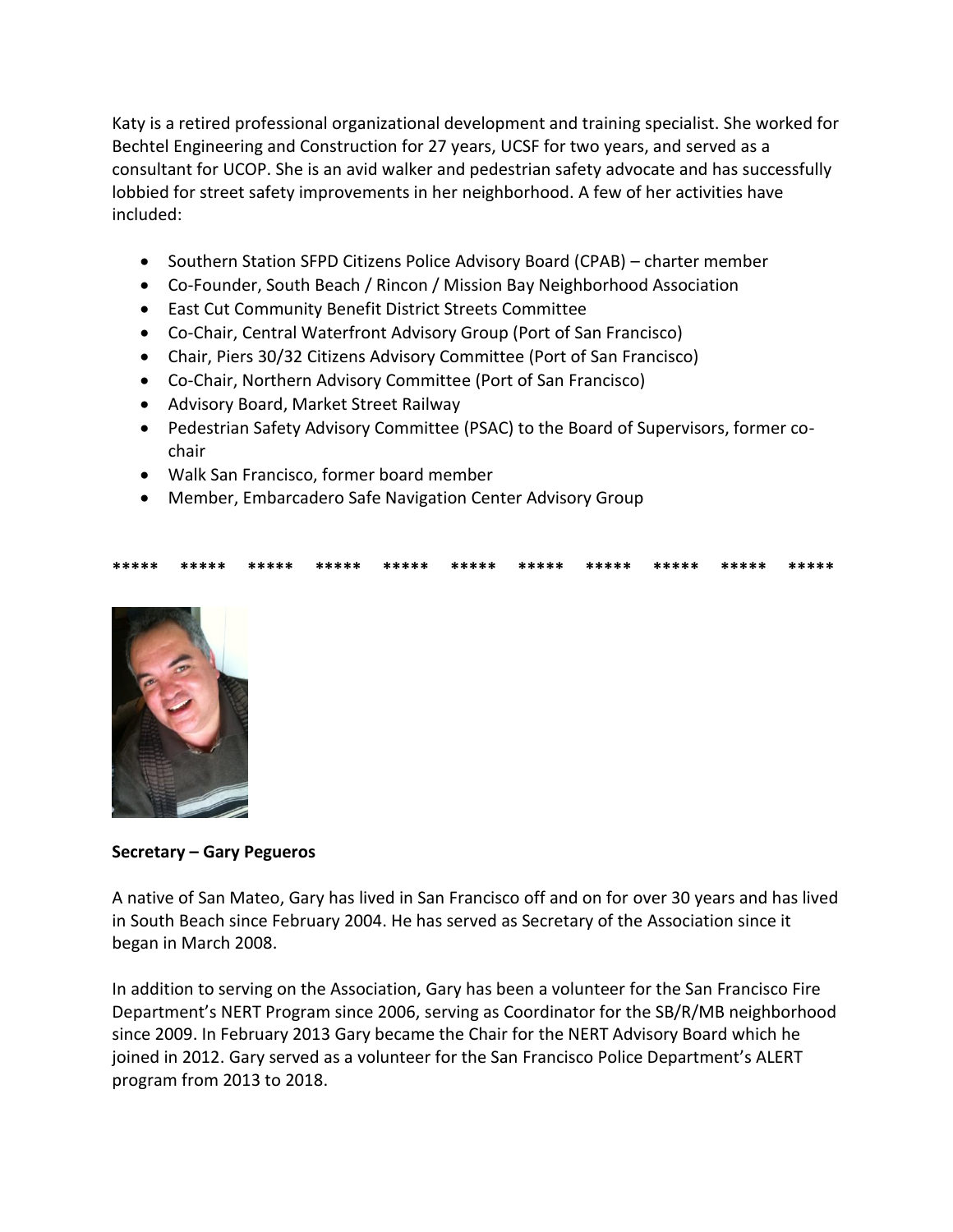Katy is a retired professional organizational development and training specialist. She worked for Bechtel Engineering and Construction for 27 years, UCSF for two years, and served as a consultant for UCOP. She is an avid walker and pedestrian safety advocate and has successfully lobbied for street safety improvements in her neighborhood. A few of her activities have included:

- Southern Station SFPD Citizens Police Advisory Board (CPAB) – charter member
- Co-Founder, South Beach / Rincon / Mission Bay Neighborhood Association
- East Cut Community Benefit District Streets Committee
- Co-Chair, Central Waterfront Advisory Group (Port of San Francisco)
- Chair, Piers 30/32 Citizens Advisory Committee (Port of San Francisco)
- Co-Chair, Northern Advisory Committee (Port of San Francisco)
- Advisory Board, Market Street Railway
- Pedestrian Safety Advisory Committee (PSAC) to the Board of Supervisors, former co-chair
- Walk San Francisco, former board member
- Member, Embarcadero Safe Navigation Center Advisory Group

***** ***** ***** ***** ***** ***** ***** ***** ***** ***** *****

**Secretary – Gary Pegueros**

A native of San Mateo, Gary has lived in San Francisco off and on for over 30 years and has lived in South Beach since February 2004. He has served as Secretary of the Association since it began in March 2008.

In addition to serving on the Association, Gary has been a volunteer for the San Francisco Fire Department's NERT Program since 2006, serving as Coordinator for the SB/R/MB neighborhood since 2009. In February 2013 Gary became the Chair for the NERT Advisory Board which he joined in 2012. Gary served as a volunteer for the San Francisco Police Department's ALERT program from 2013 to 2018.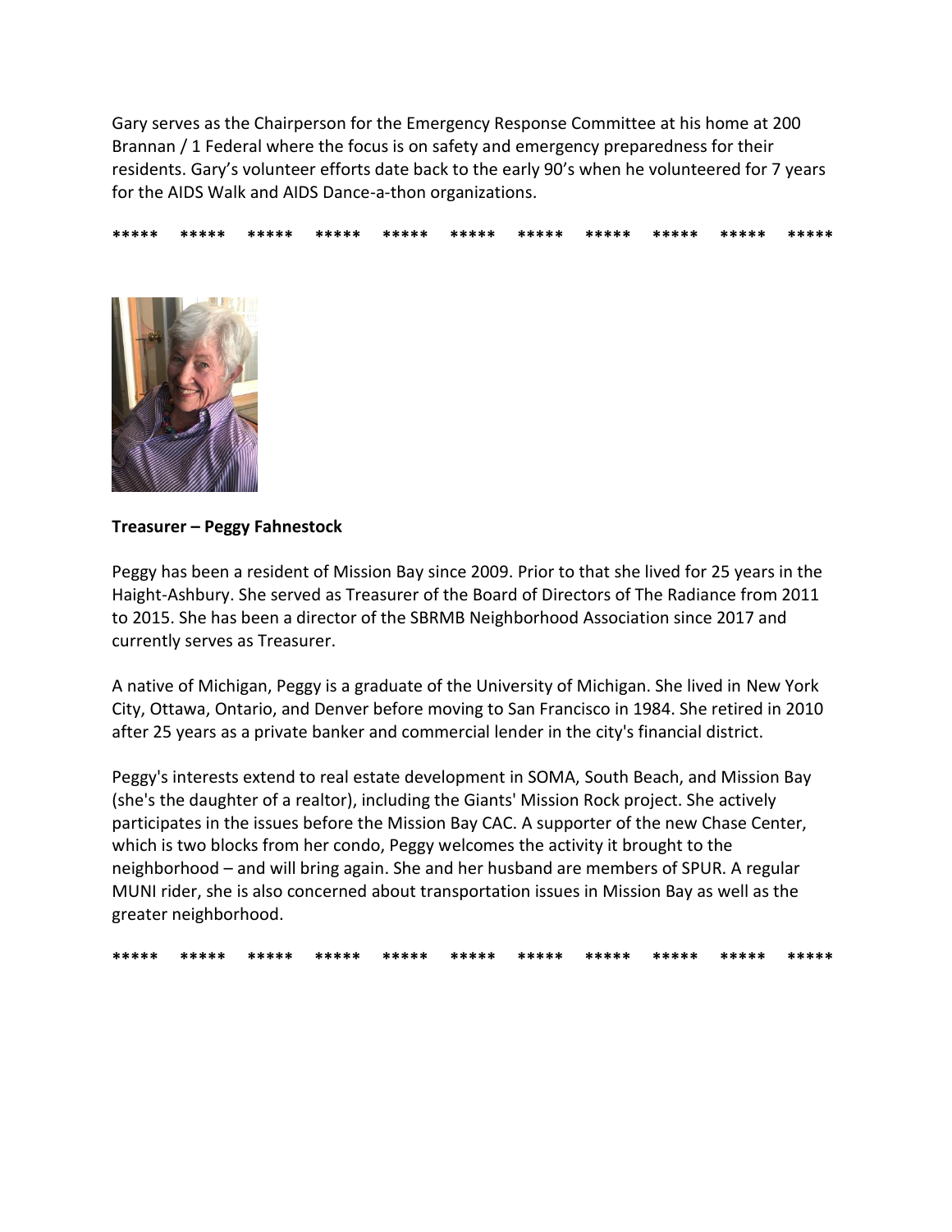Gary serves as the Chairperson for the Emergency Response Committee at his home at 200 Brannan / 1 Federal where the focus is on safety and emergency preparedness for their residents. Gary's volunteer efforts date back to the early 90's when he volunteered for 7 years for the AIDS Walk and AIDS Dance-a-thon organizations.

**\*\*\*\*\* \*\*\*\*\* \*\*\*\*\* \*\*\*\*\* \*\*\*\*\* \*\*\*\*\* \*\*\*\*\* \*\*\*\*\* \*\*\*\*\* \*\*\*\*\* \*\*\*\*\***

**Treasurer – Peggy Fahnestock**

Peggy has been a resident of Mission Bay since 2009. Prior to that she lived for 25 years in the Haight-Ashbury. She served as Treasurer of the Board of Directors of The Radiance from 2011 to 2015. She has been a director of the SBRMB Neighborhood Association since 2017 and currently serves as Treasurer.

A native of Michigan, Peggy is a graduate of the University of Michigan. She lived in New York City, Ottawa, Ontario, and Denver before moving to San Francisco in 1984. She retired in 2010 after 25 years as a private banker and commercial lender in the city's financial district.

Peggy's interests extend to real estate development in SOMA, South Beach, and Mission Bay (she's the daughter of a realtor), including the Giants' Mission Rock project. She actively participates in the issues before the Mission Bay CAC. A supporter of the new Chase Center, which is two blocks from her condo, Peggy welcomes the activity it brought to the neighborhood – and will bring again. She and her husband are members of SPUR. A regular MUNI rider, she is also concerned about transportation issues in Mission Bay as well as the greater neighborhood.

**\*\*\*\*\* \*\*\*\*\* \*\*\*\*\* \*\*\*\*\* \*\*\*\*\* \*\*\*\*\* \*\*\*\*\* \*\*\*\*\* \*\*\*\*\* \*\*\*\*\* \*\*\*\*\***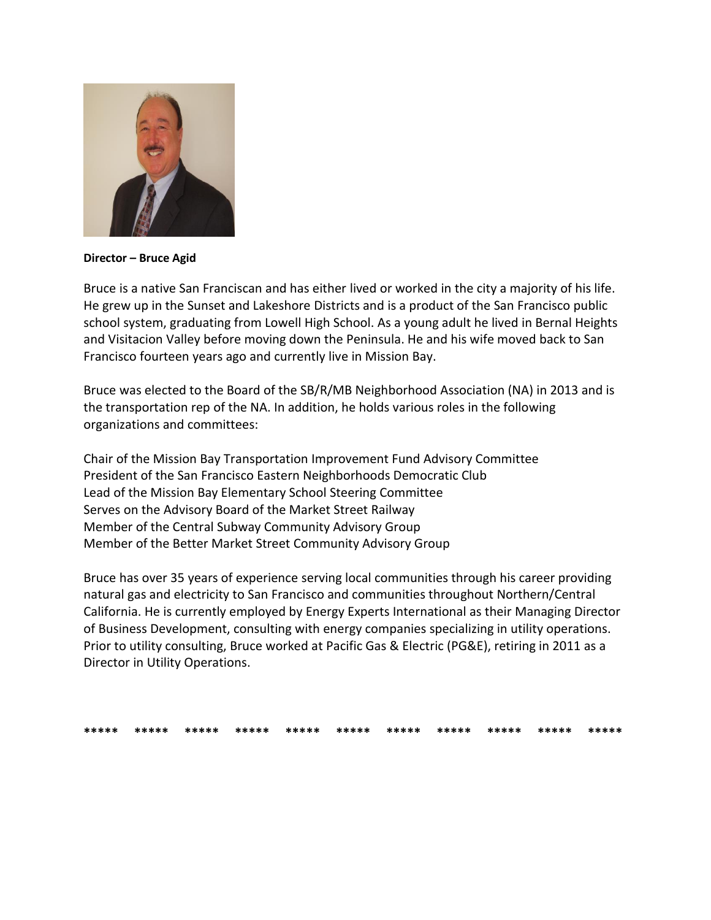**Director – Bruce Agid**

Bruce is a native San Franciscan and has either lived or worked in the city a majority of his life. He grew up in the Sunset and Lakeshore Districts and is a product of the San Francisco public school system, graduating from Lowell High School. As a young adult he lived in Bernal Heights and Visitacion Valley before moving down the Peninsula. He and his wife moved back to San Francisco fourteen years ago and currently live in Mission Bay.

Bruce was elected to the Board of the SB/R/MB Neighborhood Association (NA) in 2013 and is the transportation rep of the NA. In addition, he holds various roles in the following organizations and committees:

Chair of the Mission Bay Transportation Improvement Fund Advisory Committee
President of the San Francisco Eastern Neighborhoods Democratic Club
Lead of the Mission Bay Elementary School Steering Committee
Serves on the Advisory Board of the Market Street Railway
Member of the Central Subway Community Advisory Group
Member of the Better Market Street Community Advisory Group

Bruce has over 35 years of experience serving local communities through his career providing natural gas and electricity to San Francisco and communities throughout Northern/Central California. He is currently employed by Energy Experts International as their Managing Director of Business Development, consulting with energy companies specializing in utility operations. Prior to utility consulting, Bruce worked at Pacific Gas & Electric (PG&E), retiring in 2011 as a Director in Utility Operations.

**\*\*\*\*\* \*\*\*\*\* \*\*\*\*\* \*\*\*\*\* \*\*\*\*\* \*\*\*\*\* \*\*\*\*\* \*\*\*\*\* \*\*\*\*\* \*\*\*\*\* \*\*\*\*\***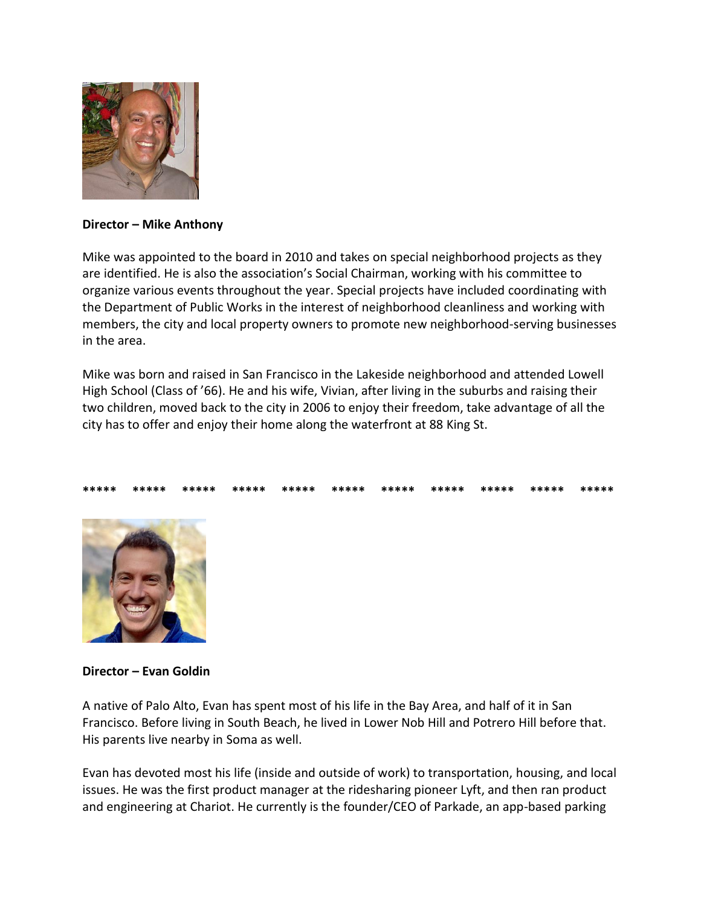**Director – Mike Anthony**

Mike was appointed to the board in 2010 and takes on special neighborhood projects as they are identified. He is also the association's Social Chairman, working with his committee to organize various events throughout the year. Special projects have included coordinating with the Department of Public Works in the interest of neighborhood cleanliness and working with members, the city and local property owners to promote new neighborhood-serving businesses in the area.

Mike was born and raised in San Francisco in the Lakeside neighborhood and attended Lowell High School (Class of '66). He and his wife, Vivian, after living in the suburbs and raising their two children, moved back to the city in 2006 to enjoy their freedom, take advantage of all the city has to offer and enjoy their home along the waterfront at 88 King St.

**\*\*\*\*\*   \*\*\*\*\*   \*\*\*\*\*   \*\*\*\*\*   \*\*\*\*\*   \*\*\*\*\*   \*\*\*\*\*   \*\*\*\*\*   \*\*\*\*\*   \*\*\*\*\*   \*\*\*\*\***

**Director – Evan Goldin**

A native of Palo Alto, Evan has spent most of his life in the Bay Area, and half of it in San Francisco. Before living in South Beach, he lived in Lower Nob Hill and Potrero Hill before that. His parents live nearby in Soma as well.

Evan has devoted most his life (inside and outside of work) to transportation, housing, and local issues. He was the first product manager at the ridesharing pioneer Lyft, and then ran product and engineering at Chariot. He currently is the founder/CEO of Parkade, an app-based parking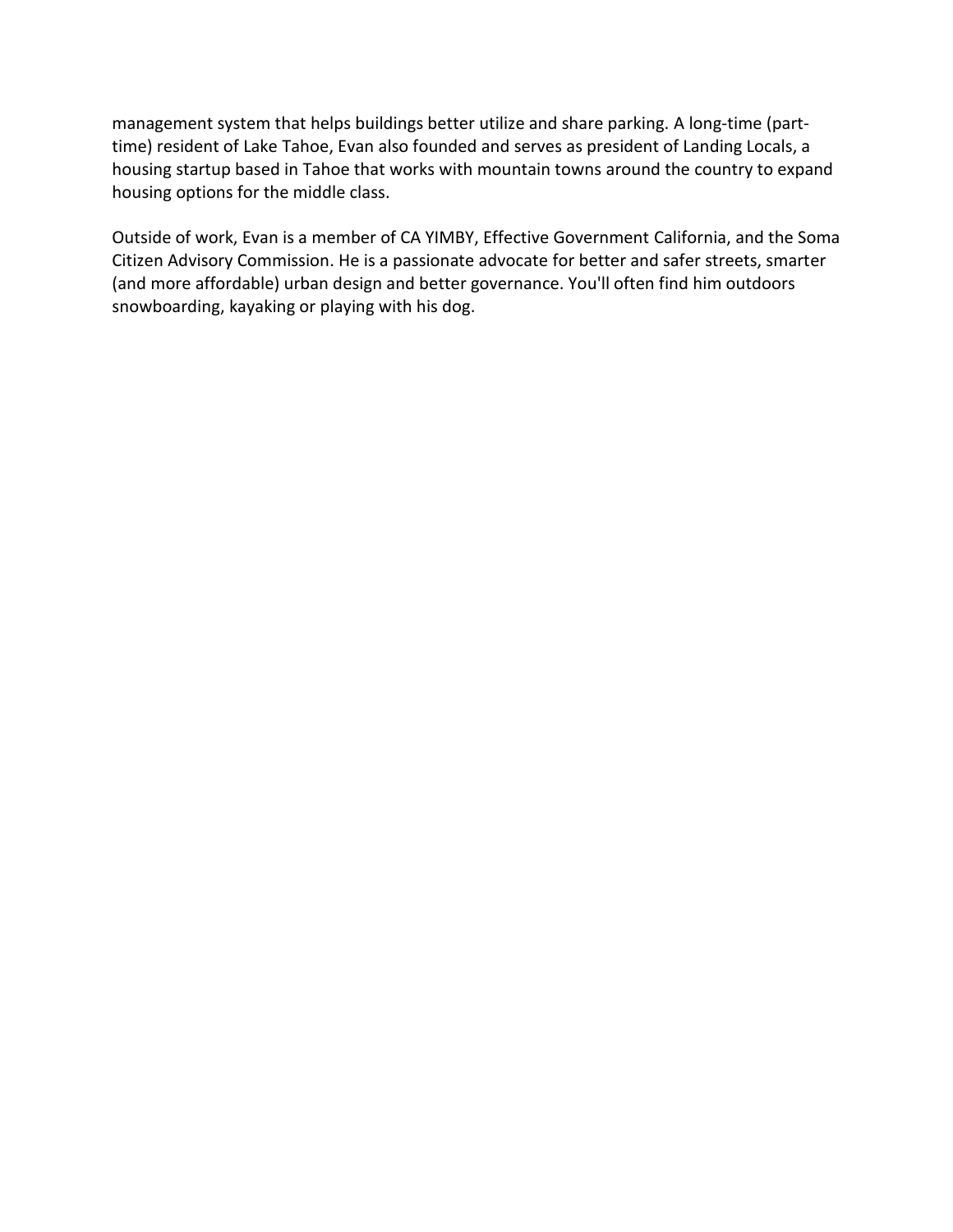management system that helps buildings better utilize and share parking. A long-time (part-time) resident of Lake Tahoe, Evan also founded and serves as president of Landing Locals, a housing startup based in Tahoe that works with mountain towns around the country to expand housing options for the middle class.

Outside of work, Evan is a member of CA YIMBY, Effective Government California, and the Soma Citizen Advisory Commission. He is a passionate advocate for better and safer streets, smarter (and more affordable) urban design and better governance. You'll often find him outdoors snowboarding, kayaking or playing with his dog.